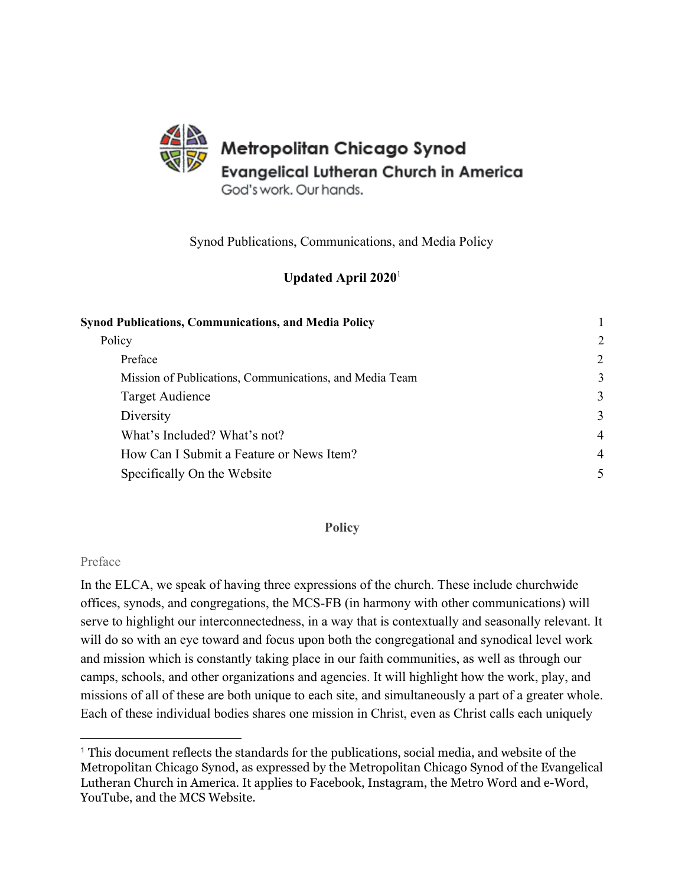Metropolitan Chicago Synod
Evangelical Lutheran Church in America
God's work. Our hands.

Synod Publications, Communications, and Media Policy

**Updated April 2020**[1]

| | |
|---|---|
| **Synod Publications, Communications, and Media Policy** | 1 |
| Policy | 2 |
| Preface | 2 |
| Mission of Publications, Communications, and Media Team | 3 |
| Target Audience | 3 |
| Diversity | 3 |
| What's Included? What's not? | 4 |
| How Can I Submit a Feature or News Item? | 4 |
| Specifically On the Website | 5 |

## Policy

### Preface

In the ELCA, we speak of having three expressions of the church. These include churchwide offices, synods, and congregations, the MCS-FB (in harmony with other communications) will serve to highlight our interconnectedness, in a way that is contextually and seasonally relevant. It will do so with an eye toward and focus upon both the congregational and synodical level work and mission which is constantly taking place in our faith communities, as well as through our camps, schools, and other organizations and agencies. It will highlight how the work, play, and missions of all of these are both unique to each site, and simultaneously a part of a greater whole. Each of these individual bodies shares one mission in Christ, even as Christ calls each uniquely

[1] This document reflects the standards for the publications, social media, and website of the Metropolitan Chicago Synod, as expressed by the Metropolitan Chicago Synod of the Evangelical Lutheran Church in America. It applies to Facebook, Instagram, the Metro Word and e-Word, YouTube, and the MCS Website.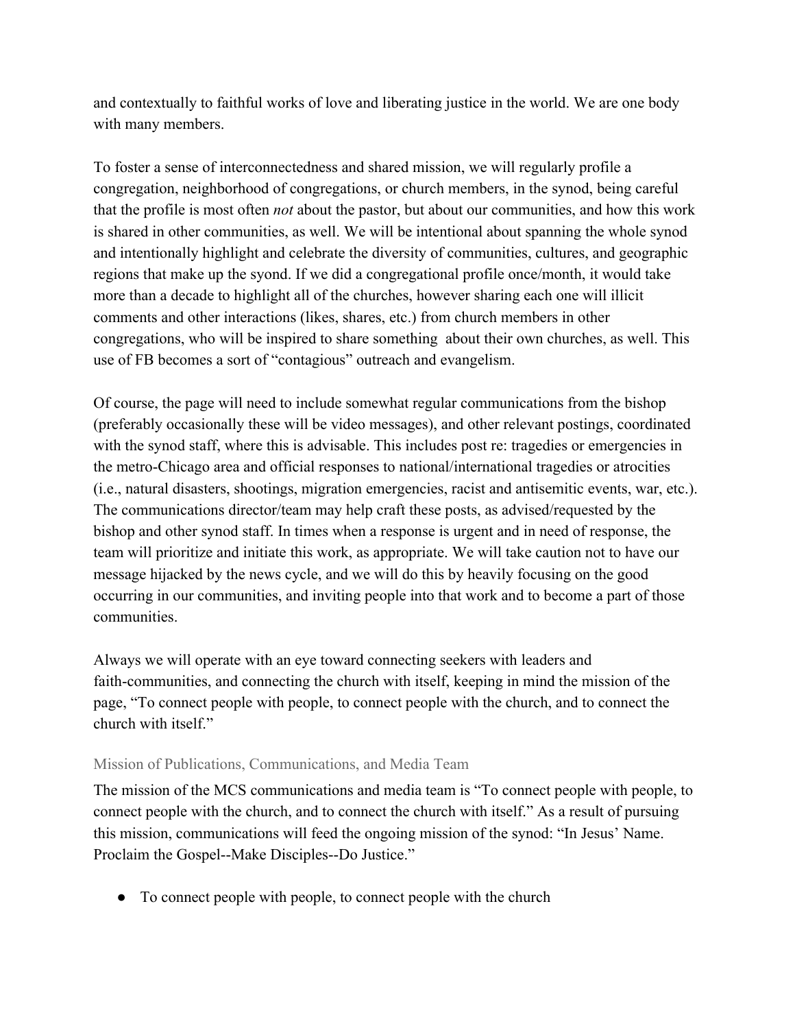and contextually to faithful works of love and liberating justice in the world. We are one body with many members.

To foster a sense of interconnectedness and shared mission, we will regularly profile a congregation, neighborhood of congregations, or church members, in the synod, being careful that the profile is most often *not* about the pastor, but about our communities, and how this work is shared in other communities, as well. We will be intentional about spanning the whole synod and intentionally highlight and celebrate the diversity of communities, cultures, and geographic regions that make up the syond. If we did a congregational profile once/month, it would take more than a decade to highlight all of the churches, however sharing each one will illicit comments and other interactions (likes, shares, etc.) from church members in other congregations, who will be inspired to share something about their own churches, as well. This use of FB becomes a sort of "contagious" outreach and evangelism.

Of course, the page will need to include somewhat regular communications from the bishop (preferably occasionally these will be video messages), and other relevant postings, coordinated with the synod staff, where this is advisable. This includes post re: tragedies or emergencies in the metro-Chicago area and official responses to national/international tragedies or atrocities (i.e., natural disasters, shootings, migration emergencies, racist and antisemitic events, war, etc.). The communications director/team may help craft these posts, as advised/requested by the bishop and other synod staff. In times when a response is urgent and in need of response, the team will prioritize and initiate this work, as appropriate. We will take caution not to have our message hijacked by the news cycle, and we will do this by heavily focusing on the good occurring in our communities, and inviting people into that work and to become a part of those communities.

Always we will operate with an eye toward connecting seekers with leaders and faith-communities, and connecting the church with itself, keeping in mind the mission of the page, "To connect people with people, to connect people with the church, and to connect the church with itself."

### Mission of Publications, Communications, and Media Team

The mission of the MCS communications and media team is "To connect people with people, to connect people with the church, and to connect the church with itself." As a result of pursuing this mission, communications will feed the ongoing mission of the synod: "In Jesus' Name. Proclaim the Gospel--Make Disciples--Do Justice."

- To connect people with people, to connect people with the church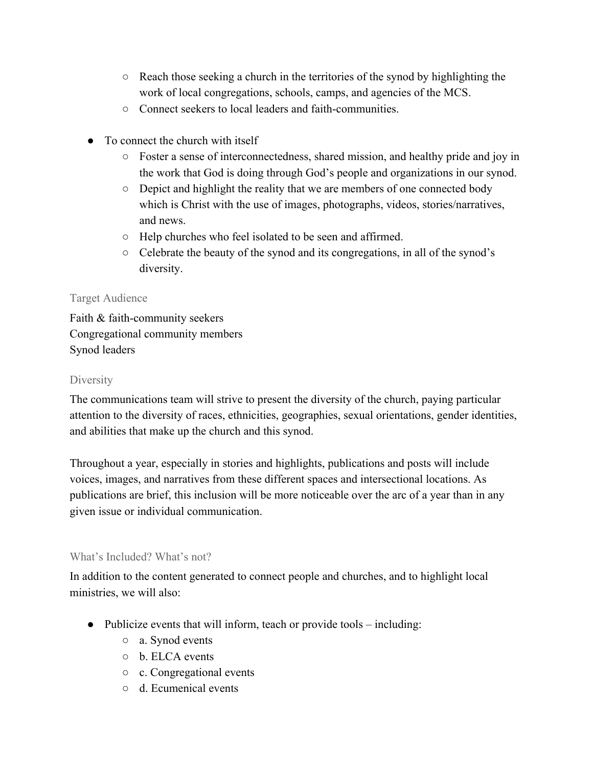- Reach those seeking a church in the territories of the synod by highlighting the work of local congregations, schools, camps, and agencies of the MCS.
    - Connect seekers to local leaders and faith-communities.

- To connect the church with itself
    - Foster a sense of interconnectedness, shared mission, and healthy pride and joy in the work that God is doing through God's people and organizations in our synod.
    - Depict and highlight the reality that we are members of one connected body which is Christ with the use of images, photographs, videos, stories/narratives, and news.
    - Help churches who feel isolated to be seen and affirmed.
    - Celebrate the beauty of the synod and its congregations, in all of the synod's diversity.

### Target Audience

Faith & faith-community seekers
Congregational community members
Synod leaders

### Diversity

The communications team will strive to present the diversity of the church, paying particular attention to the diversity of races, ethnicities, geographies, sexual orientations, gender identities, and abilities that make up the church and this synod.

Throughout a year, especially in stories and highlights, publications and posts will include voices, images, and narratives from these different spaces and intersectional locations. As publications are brief, this inclusion will be more noticeable over the arc of a year than in any given issue or individual communication.

### What's Included? What's not?

In addition to the content generated to connect people and churches, and to highlight local ministries, we will also:

- Publicize events that will inform, teach or provide tools – including:
    - a. Synod events
    - b. ELCA events
    - c. Congregational events
    - d. Ecumenical events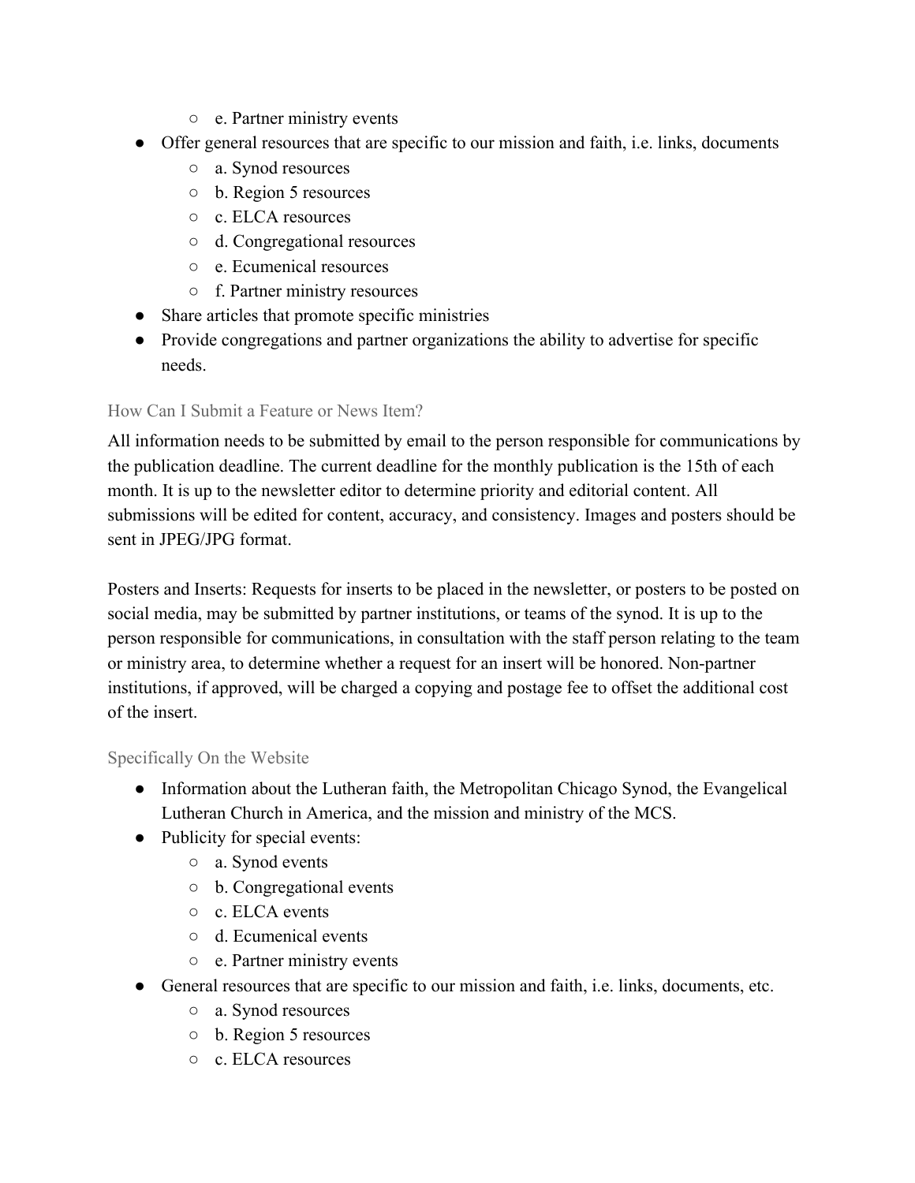- e. Partner ministry events
- Offer general resources that are specific to our mission and faith, i.e. links, documents
  - a. Synod resources
  - b. Region 5 resources
  - c. ELCA resources
  - d. Congregational resources
  - e. Ecumenical resources
  - f. Partner ministry resources
- Share articles that promote specific ministries
- Provide congregations and partner organizations the ability to advertise for specific needs.

### How Can I Submit a Feature or News Item?

All information needs to be submitted by email to the person responsible for communications by the publication deadline. The current deadline for the monthly publication is the 15th of each month. It is up to the newsletter editor to determine priority and editorial content. All submissions will be edited for content, accuracy, and consistency. Images and posters should be sent in JPEG/JPG format.

Posters and Inserts: Requests for inserts to be placed in the newsletter, or posters to be posted on social media, may be submitted by partner institutions, or teams of the synod. It is up to the person responsible for communications, in consultation with the staff person relating to the team or ministry area, to determine whether a request for an insert will be honored. Non-partner institutions, if approved, will be charged a copying and postage fee to offset the additional cost of the insert.

### Specifically On the Website

- Information about the Lutheran faith, the Metropolitan Chicago Synod, the Evangelical Lutheran Church in America, and the mission and ministry of the MCS.
- Publicity for special events:
  - a. Synod events
  - b. Congregational events
  - c. ELCA events
  - d. Ecumenical events
  - e. Partner ministry events
- General resources that are specific to our mission and faith, i.e. links, documents, etc.
  - a. Synod resources
  - b. Region 5 resources
  - c. ELCA resources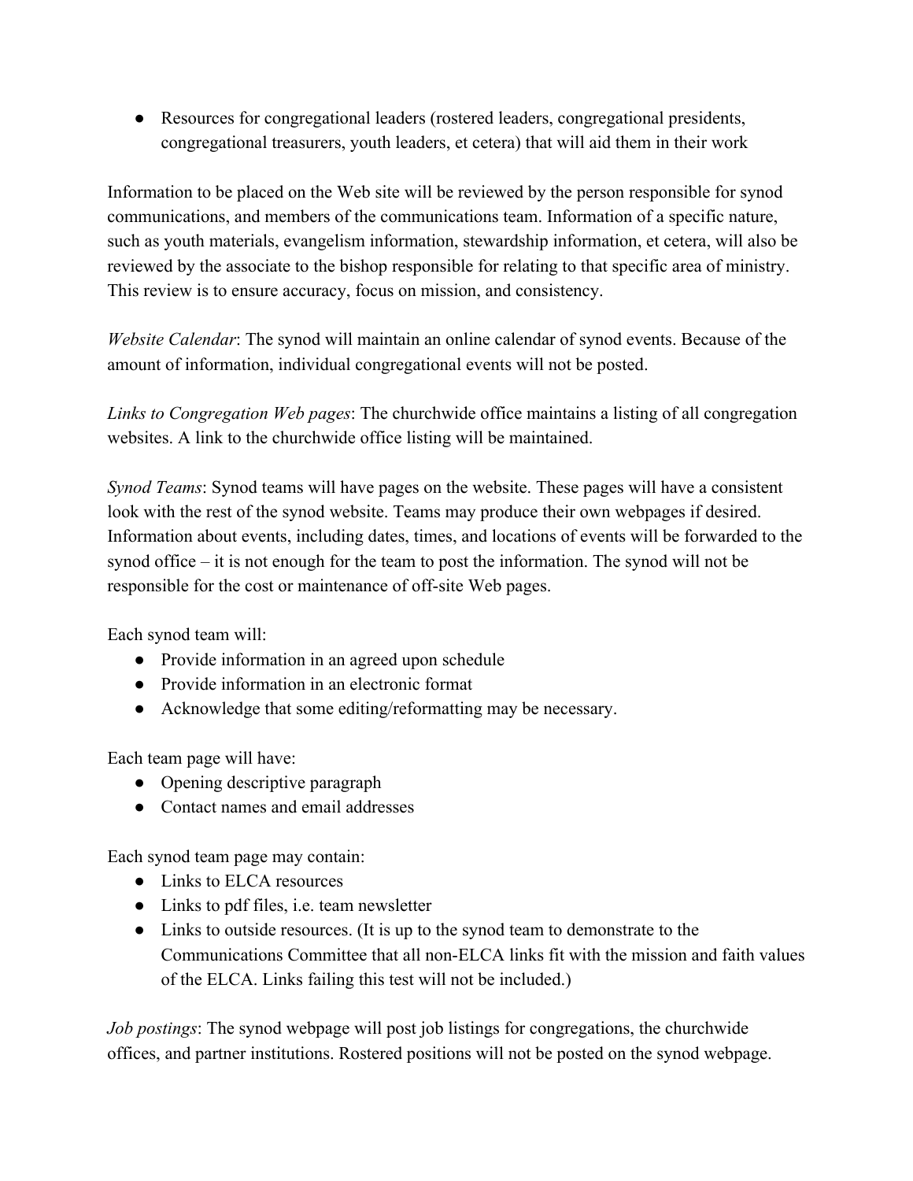- Resources for congregational leaders (rostered leaders, congregational presidents, congregational treasurers, youth leaders, et cetera) that will aid them in their work

Information to be placed on the Web site will be reviewed by the person responsible for synod communications, and members of the communications team. Information of a specific nature, such as youth materials, evangelism information, stewardship information, et cetera, will also be reviewed by the associate to the bishop responsible for relating to that specific area of ministry. This review is to ensure accuracy, focus on mission, and consistency.

*Website Calendar*: The synod will maintain an online calendar of synod events. Because of the amount of information, individual congregational events will not be posted.

*Links to Congregation Web pages*: The churchwide office maintains a listing of all congregation websites. A link to the churchwide office listing will be maintained.

*Synod Teams*: Synod teams will have pages on the website. These pages will have a consistent look with the rest of the synod website. Teams may produce their own webpages if desired. Information about events, including dates, times, and locations of events will be forwarded to the synod office – it is not enough for the team to post the information. The synod will not be responsible for the cost or maintenance of off-site Web pages.

Each synod team will:

- Provide information in an agreed upon schedule
- Provide information in an electronic format
- Acknowledge that some editing/reformatting may be necessary.

Each team page will have:

- Opening descriptive paragraph
- Contact names and email addresses

Each synod team page may contain:

- Links to ELCA resources
- Links to pdf files, i.e. team newsletter
- Links to outside resources. (It is up to the synod team to demonstrate to the Communications Committee that all non-ELCA links fit with the mission and faith values of the ELCA. Links failing this test will not be included.)

*Job postings*: The synod webpage will post job listings for congregations, the churchwide offices, and partner institutions. Rostered positions will not be posted on the synod webpage.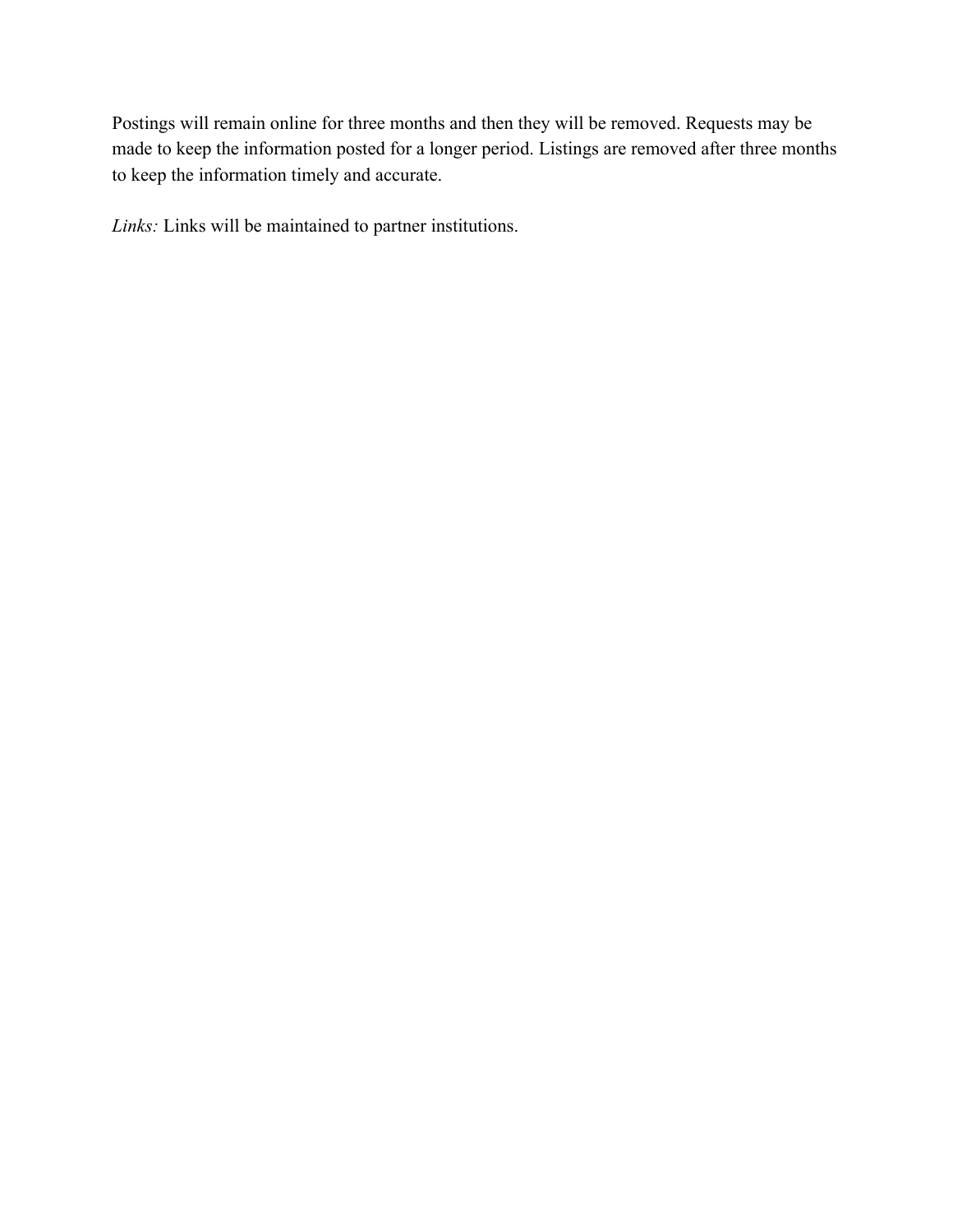Postings will remain online for three months and then they will be removed. Requests may be made to keep the information posted for a longer period. Listings are removed after three months to keep the information timely and accurate.

*Links:* Links will be maintained to partner institutions.